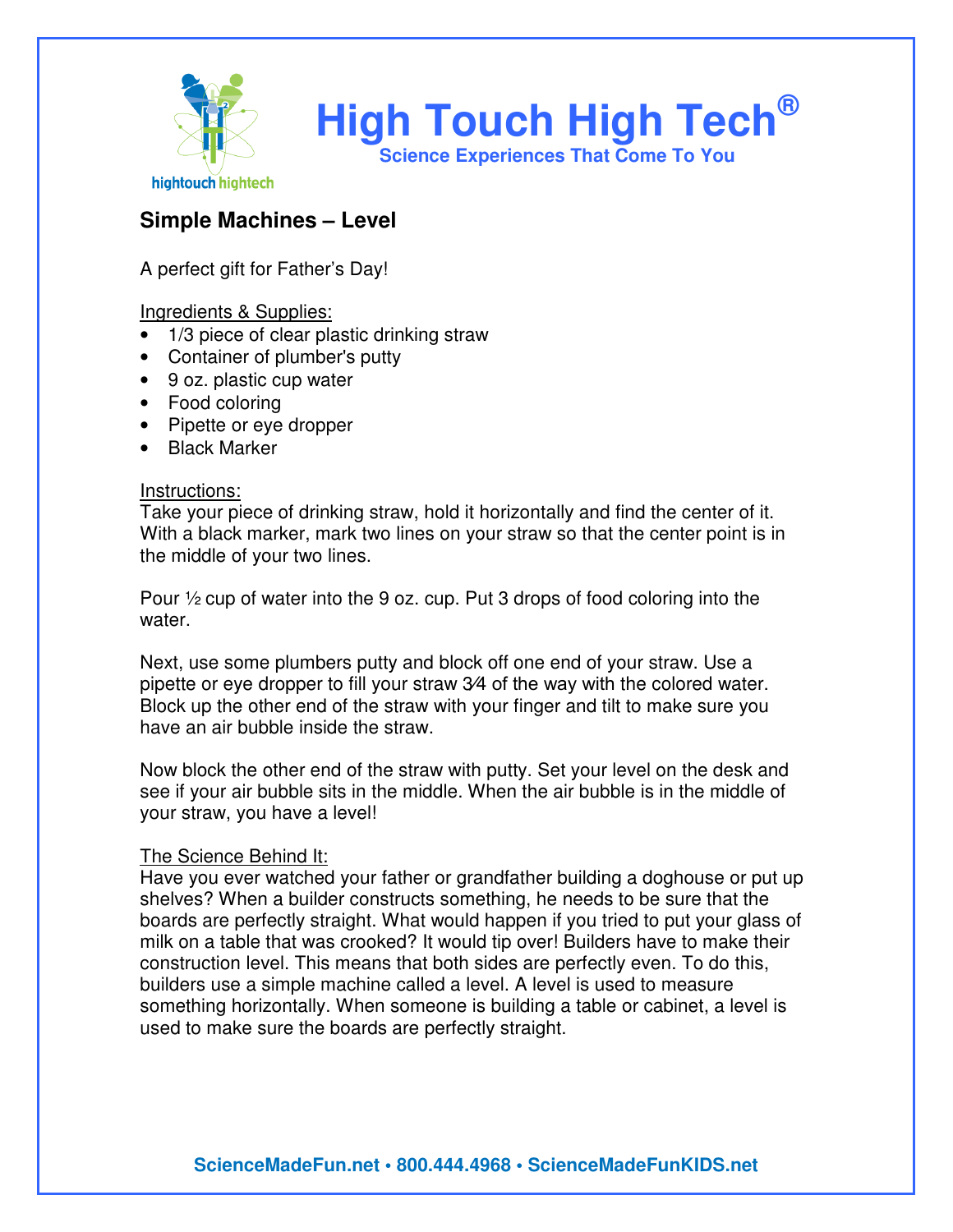# High Touch High Tech®

**Science Experiences That Come To You**

## Simple Machines – Level

A perfect gift for Father's Day!

Ingredients & Supplies:

- 1/3 piece of clear plastic drinking straw
- Container of plumber's putty
- 9 oz. plastic cup water
- Food coloring
- Pipette or eye dropper
- Black Marker

Instructions:

Take your piece of drinking straw, hold it horizontally and find the center of it. With a black marker, mark two lines on your straw so that the center point is in the middle of your two lines.

Pour ½ cup of water into the 9 oz. cup. Put 3 drops of food coloring into the water.

Next, use some plumbers putty and block off one end of your straw. Use a pipette or eye dropper to fill your straw 3⁄4 of the way with the colored water. Block up the other end of the straw with your finger and tilt to make sure you have an air bubble inside the straw.

Now block the other end of the straw with putty. Set your level on the desk and see if your air bubble sits in the middle. When the air bubble is in the middle of your straw, you have a level!

The Science Behind It:

Have you ever watched your father or grandfather building a doghouse or put up shelves? When a builder constructs something, he needs to be sure that the boards are perfectly straight. What would happen if you tried to put your glass of milk on a table that was crooked? It would tip over! Builders have to make their construction level. This means that both sides are perfectly even. To do this, builders use a simple machine called a level. A level is used to measure something horizontally. When someone is building a table or cabinet, a level is used to make sure the boards are perfectly straight.

**ScienceMadeFun.net • 800.444.4968 • ScienceMadeFunKIDS.net**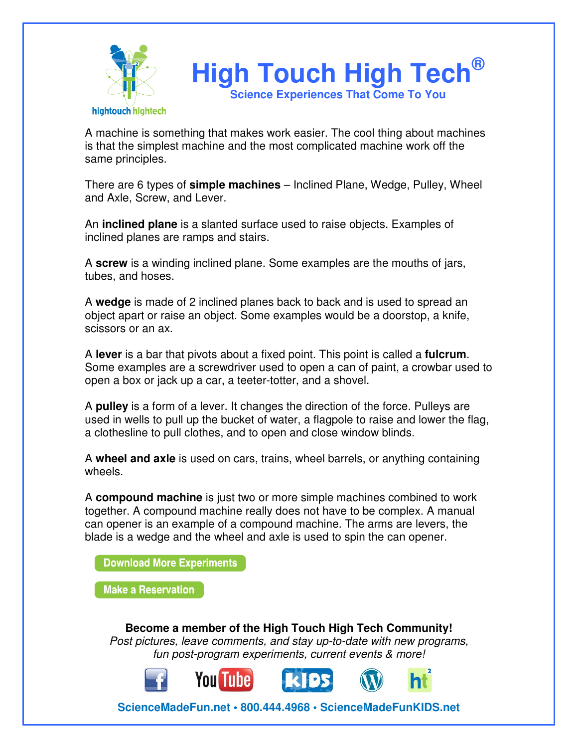# High Touch High Tech®

**Science Experiences That Come To You**

A machine is something that makes work easier. The cool thing about machines is that the simplest machine and the most complicated machine work off the same principles.

There are 6 types of **simple machines** – Inclined Plane, Wedge, Pulley, Wheel and Axle, Screw, and Lever.

An **inclined plane** is a slanted surface used to raise objects. Examples of inclined planes are ramps and stairs.

A **screw** is a winding inclined plane. Some examples are the mouths of jars, tubes, and hoses.

A **wedge** is made of 2 inclined planes back to back and is used to spread an object apart or raise an object. Some examples would be a doorstop, a knife, scissors or an ax.

A **lever** is a bar that pivots about a fixed point. This point is called a **fulcrum**. Some examples are a screwdriver used to open a can of paint, a crowbar used to open a box or jack up a car, a teeter-totter, and a shovel.

A **pulley** is a form of a lever. It changes the direction of the force. Pulleys are used in wells to pull up the bucket of water, a flagpole to raise and lower the flag, a clothesline to pull clothes, and to open and close window blinds.

A **wheel and axle** is used on cars, trains, wheel barrels, or anything containing wheels.

A **compound machine** is just two or more simple machines combined to work together. A compound machine really does not have to be complex. A manual can opener is an example of a compound machine. The arms are levers, the blade is a wedge and the wheel and axle is used to spin the can opener.

Download More Experiments

Make a Reservation

**Become a member of the High Touch High Tech Community!**

*Post pictures, leave comments, and stay up-to-date with new programs, fun post-program experiments, current events & more!*

ScienceMadeFun.net • 800.444.4968 • ScienceMadeFunKIDS.net